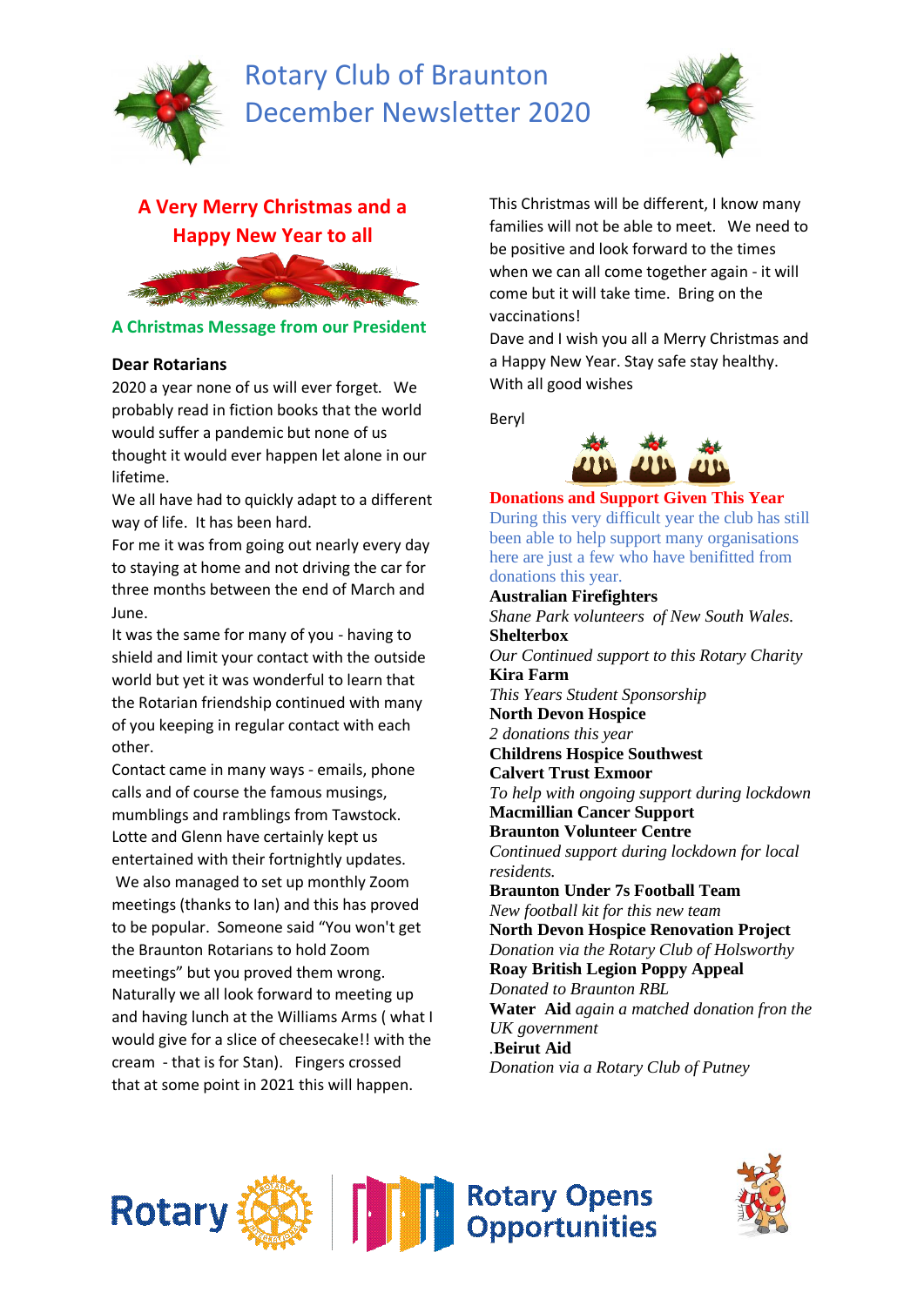# Rotary Club of Braunton December Newsletter 2020

## A Very Merry Christmas and a Happy New Year to all

### A Christmas Message from our President

**Dear Rotarians**

2020 a year none of us will ever forget. We probably read in fiction books that the world would suffer a pandemic but none of us thought it would ever happen let alone in our lifetime.

We all have had to quickly adapt to a different way of life. It has been hard.

For me it was from going out nearly every day to staying at home and not driving the car for three months between the end of March and June.

It was the same for many of you - having to shield and limit your contact with the outside world but yet it was wonderful to learn that the Rotarian friendship continued with many of you keeping in regular contact with each other.

Contact came in many ways - emails, phone calls and of course the famous musings, mumblings and ramblings from Tawstock. Lotte and Glenn have certainly kept us entertained with their fortnightly updates.

We also managed to set up monthly Zoom meetings (thanks to Ian) and this has proved to be popular. Someone said "You won't get the Braunton Rotarians to hold Zoom meetings" but you proved them wrong.

Naturally we all look forward to meeting up and having lunch at the Williams Arms ( what I would give for a slice of cheesecake!! with the cream - that is for Stan). Fingers crossed that at some point in 2021 this will happen.

This Christmas will be different, I know many families will not be able to meet. We need to be positive and look forward to the times when we can all come together again - it will come but it will take time. Bring on the vaccinations!

Dave and I wish you all a Merry Christmas and a Happy New Year. Stay safe stay healthy.

With all good wishes

Beryl

### Donations and Support Given This Year

During this very difficult year the club has still been able to help support many organisations here are just a few who have benifitted from donations this year.

**Australian Firefighters**
*Shane Park volunteers of New South Wales.*

**Shelterbox**
*Our Continued support to this Rotary Charity*

**Kira Farm**
*This Years Student Sponsorship*

**North Devon Hospice**
*2 donations this year*

**Childrens Hospice Southwest**

**Calvert Trust Exmoor**
*To help with ongoing support during lockdown*

**Macmillian Cancer Support**

**Braunton Volunteer Centre**
*Continued support during lockdown for local residents.*

**Braunton Under 7s Football Team**
*New football kit for this new team*

**North Devon Hospice Renovation Project**
*Donation via the Rotary Club of Holsworthy*

**Roay British Legion Poppy Appeal**
*Donated to Braunton RBL*

**Water Aid** *again a matched donation fron the UK government*

.**Beirut Aid**
*Donation via a Rotary Club of Putney*

Rotary | Rotary Opens Opportunities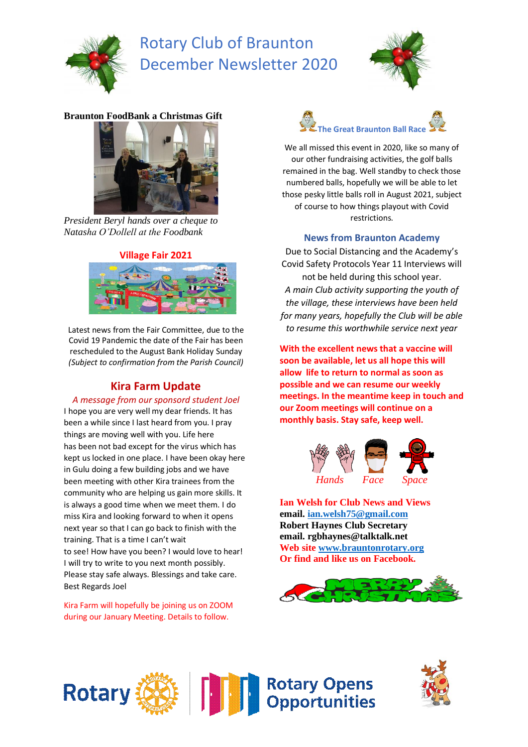# Rotary Club of Braunton December Newsletter 2020

**Braunton FoodBank a Christmas Gift**

*President Beryl hands over a cheque to Natasha O'Dollell at the Foodbank*

## Village Fair 2021

Latest news from the Fair Committee, due to the Covid 19 Pandemic the date of the Fair has been rescheduled to the August Bank Holiday Sunday *(Subject to confirmation from the Parish Council)*

## Kira Farm Update

*A message from our sponsord student Joel*

I hope you are very well my dear friends. It has been a while since I last heard from you. I pray things are moving well with you. Life here has been not bad except for the virus which has kept us locked in one place. I have been okay here in Gulu doing a few building jobs and we have been meeting with other Kira trainees from the community who are helping us gain more skills. It is always a good time when we meet them. I do miss Kira and looking forward to when it opens next year so that I can go back to finish with the training. That is a time I can't wait to see! How have you been? I would love to hear! I will try to write to you next month possibly. Please stay safe always. Blessings and take care. Best Regards Joel

Kira Farm will hopefully be joining us on ZOOM during our January Meeting. Details to follow.

## The Great Braunton Ball Race

We all missed this event in 2020, like so many of our other fundraising activities, the golf balls remained in the bag. Well standby to check those numbered balls, hopefully we will be able to let those pesky little balls roll in August 2021, subject of course to how things playout with Covid restrictions.

## News from Braunton Academy

Due to Social Distancing and the Academy's Covid Safety Protocols Year 11 Interviews will not be held during this school year.

*A main Club activity supporting the youth of the village, these interviews have been held for many years, hopefully the Club will be able to resume this worthwhile service next year*

**With the excellent news that a vaccine will soon be available, let us all hope this will allow life to return to normal as soon as possible and we can resume our weekly meetings. In the meantime keep in touch and our Zoom meetings will continue on a monthly basis. Stay safe, keep well.**

*Hands* *Face* *Space*

**Ian Welsh for Club News and Views**
**email. ian.welsh75@gmail.com**
**Robert Haynes Club Secretary**
**email. rgbhaynes@talktalk.net**
**Web site www.brauntonrotary.org**
**Or find and like us on Facebook.**

MERRY CHRISTMAS

Rotary | Rotary Opens Opportunities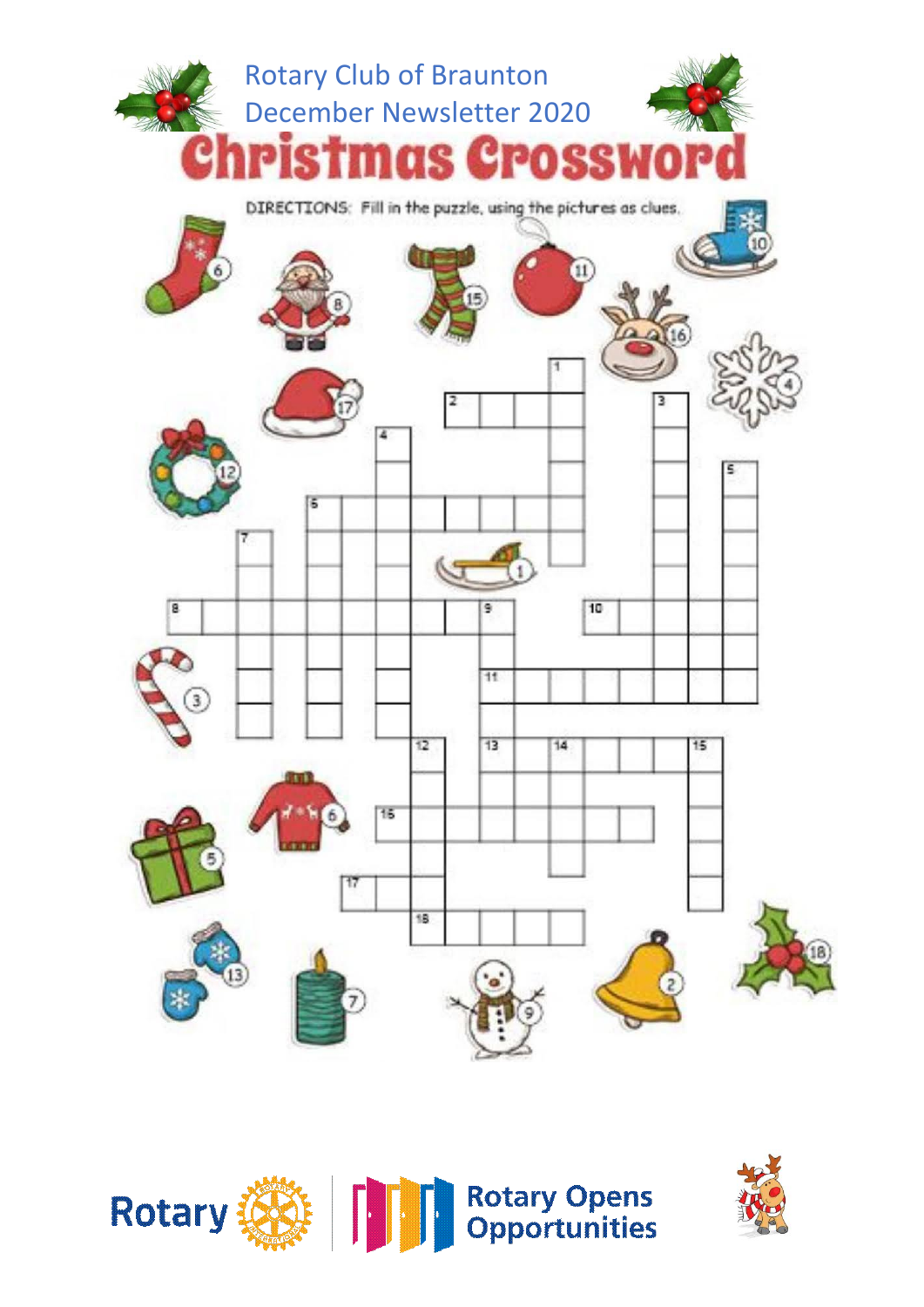Rotary Club of Braunton
December Newsletter 2020

# Christmas Crossword

DIRECTIONS: Fill in the puzzle, using the pictures as clues.

Rotary

Rotary Opens Opportunities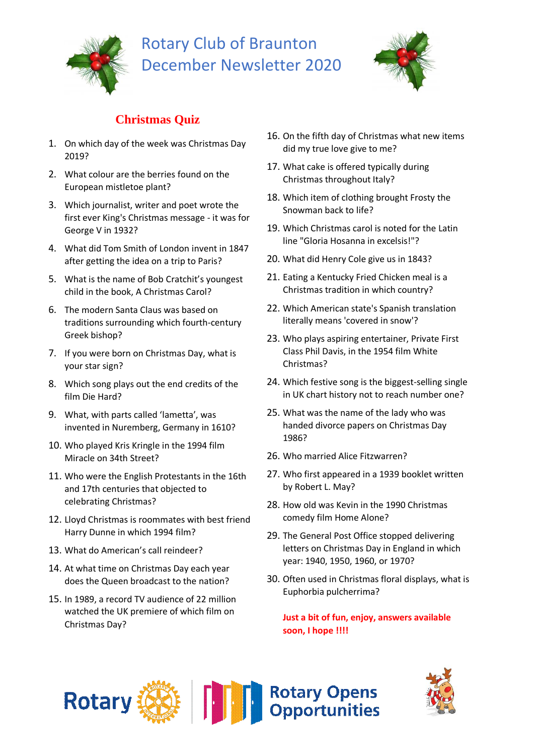# Rotary Club of Braunton
# December Newsletter 2020

## Christmas Quiz

1. On which day of the week was Christmas Day 2019?
2. What colour are the berries found on the European mistletoe plant?
3. Which journalist, writer and poet wrote the first ever King's Christmas message - it was for George V in 1932?
4. What did Tom Smith of London invent in 1847 after getting the idea on a trip to Paris?
5. What is the name of Bob Cratchit's youngest child in the book, A Christmas Carol?
6. The modern Santa Claus was based on traditions surrounding which fourth-century Greek bishop?
7. If you were born on Christmas Day, what is your star sign?
8. Which song plays out the end credits of the film Die Hard?
9. What, with parts called 'lametta', was invented in Nuremberg, Germany in 1610?
10. Who played Kris Kringle in the 1994 film Miracle on 34th Street?
11. Who were the English Protestants in the 16th and 17th centuries that objected to celebrating Christmas?
12. Lloyd Christmas is roommates with best friend Harry Dunne in which 1994 film?
13. What do American's call reindeer?
14. At what time on Christmas Day each year does the Queen broadcast to the nation?
15. In 1989, a record TV audience of 22 million watched the UK premiere of which film on Christmas Day?
16. On the fifth day of Christmas what new items did my true love give to me?
17. What cake is offered typically during Christmas throughout Italy?
18. Which item of clothing brought Frosty the Snowman back to life?
19. Which Christmas carol is noted for the Latin line "Gloria Hosanna in excelsis!"?
20. What did Henry Cole give us in 1843?
21. Eating a Kentucky Fried Chicken meal is a Christmas tradition in which country?
22. Which American state's Spanish translation literally means 'covered in snow'?
23. Who plays aspiring entertainer, Private First Class Phil Davis, in the 1954 film White Christmas?
24. Which festive song is the biggest-selling single in UK chart history not to reach number one?
25. What was the name of the lady who was handed divorce papers on Christmas Day 1986?
26. Who married Alice Fitzwarren?
27. Who first appeared in a 1939 booklet written by Robert L. May?
28. How old was Kevin in the 1990 Christmas comedy film Home Alone?
29. The General Post Office stopped delivering letters on Christmas Day in England in which year: 1940, 1950, 1960, or 1970?
30. Often used in Christmas floral displays, what is Euphorbia pulcherrima?

**Just a bit of fun, enjoy, answers available soon, I hope !!!!**

Rotary | Rotary Opens Opportunities